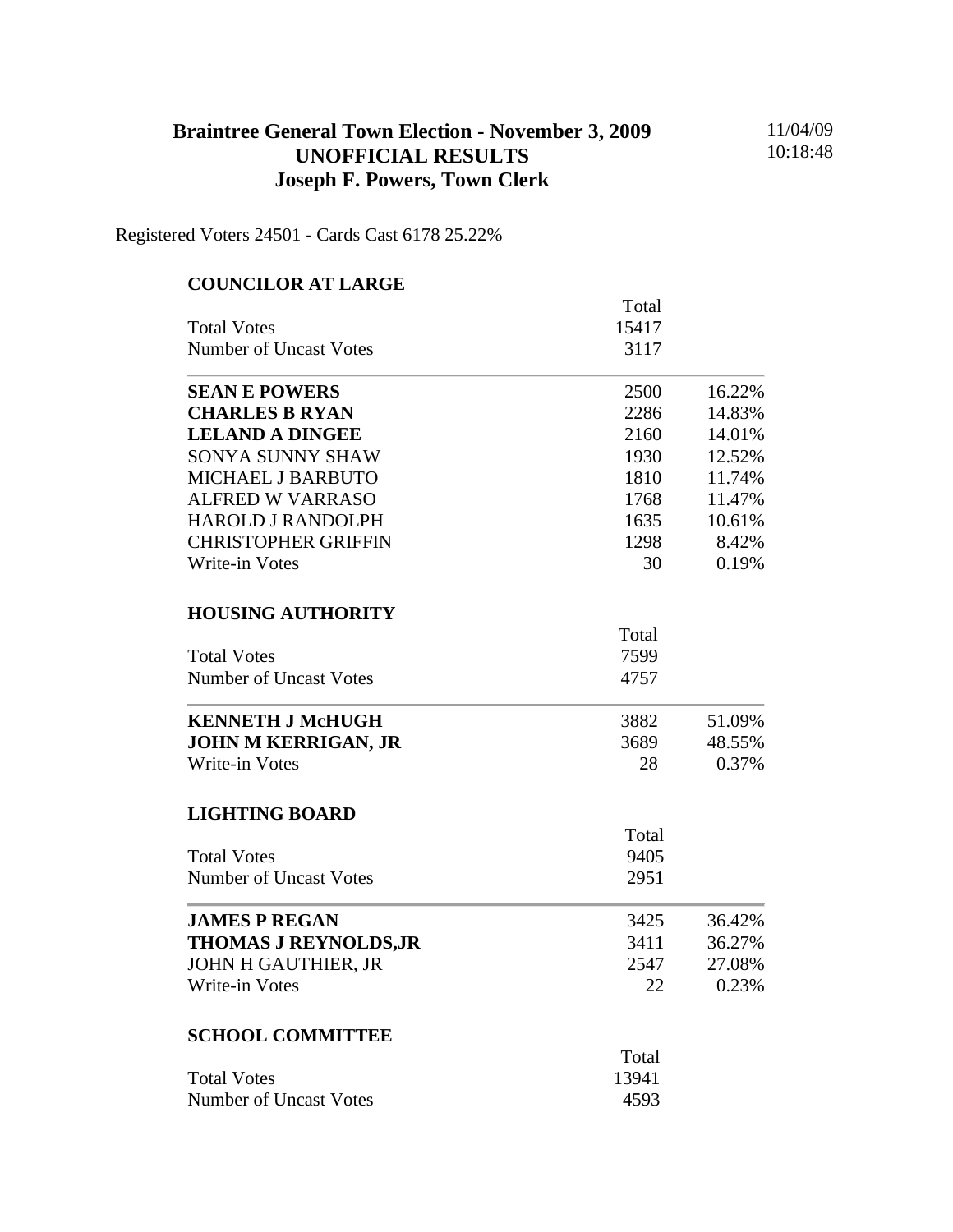# Braintree General Town Election - November 3, 2009
## UNOFFICIAL RESULTS
## Joseph F. Powers, Town Clerk

11/04/09
10:18:48

Registered Voters 24501 - Cards Cast 6178 25.22%

### COUNCILOR AT LARGE

| | Total | |
|---|---|---|
| Total Votes | 15417 | |
| Number of Uncast Votes | 3117 | |
| **SEAN E POWERS** | 2500 | 16.22% |
| **CHARLES B RYAN** | 2286 | 14.83% |
| **LELAND A DINGEE** | 2160 | 14.01% |
| SONYA SUNNY SHAW | 1930 | 12.52% |
| MICHAEL J BARBUTO | 1810 | 11.74% |
| ALFRED W VARRASO | 1768 | 11.47% |
| HAROLD J RANDOLPH | 1635 | 10.61% |
| CHRISTOPHER GRIFFIN | 1298 | 8.42% |
| Write-in Votes | 30 | 0.19% |

### HOUSING AUTHORITY

| | Total | |
|---|---|---|
| Total Votes | 7599 | |
| Number of Uncast Votes | 4757 | |
| **KENNETH J McHUGH** | 3882 | 51.09% |
| **JOHN M KERRIGAN, JR** | 3689 | 48.55% |
| Write-in Votes | 28 | 0.37% |

### LIGHTING BOARD

| | Total | |
|---|---|---|
| Total Votes | 9405 | |
| Number of Uncast Votes | 2951 | |
| **JAMES P REGAN** | 3425 | 36.42% |
| **THOMAS J REYNOLDS,JR** | 3411 | 36.27% |
| JOHN H GAUTHIER, JR | 2547 | 27.08% |
| Write-in Votes | 22 | 0.23% |

### SCHOOL COMMITTEE

| | Total |
|---|---|
| Total Votes | 13941 |
| Number of Uncast Votes | 4593 |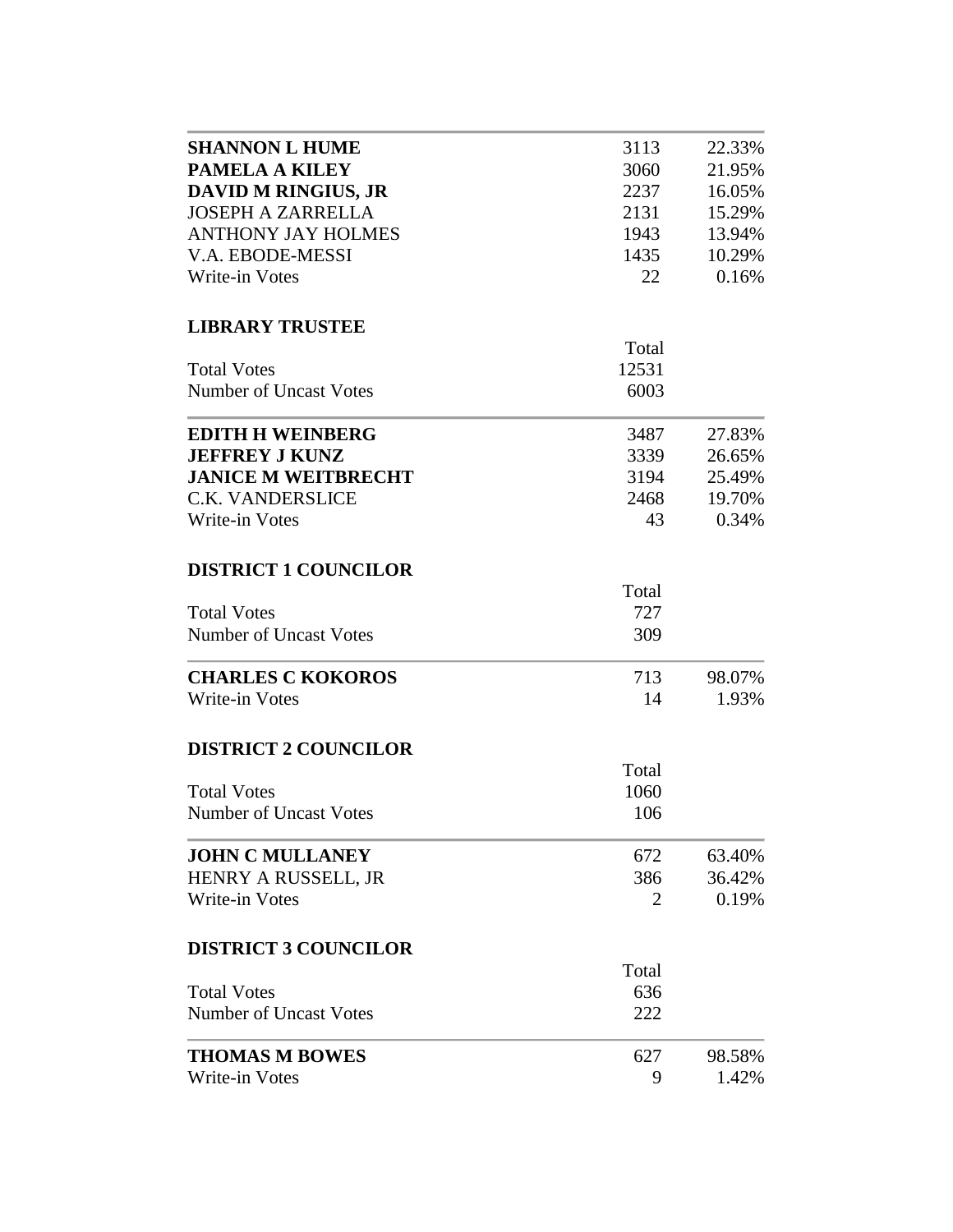| | | |
|---|---|---|
| **SHANNON L HUME** | 3113 | 22.33% |
| **PAMELA A KILEY** | 3060 | 21.95% |
| **DAVID M RINGIUS, JR** | 2237 | 16.05% |
| JOSEPH A ZARRELLA | 2131 | 15.29% |
| ANTHONY JAY HOLMES | 1943 | 13.94% |
| V.A. EBODE-MESSI | 1435 | 10.29% |
| Write-in Votes | 22 | 0.16% |

**LIBRARY TRUSTEE**

| | Total |
|---|---|
| Total Votes | 12531 |
| Number of Uncast Votes | 6003 |

| | | |
|---|---|---|
| **EDITH H WEINBERG** | 3487 | 27.83% |
| **JEFFREY J KUNZ** | 3339 | 26.65% |
| **JANICE M WEITBRECHT** | 3194 | 25.49% |
| C.K. VANDERSLICE | 2468 | 19.70% |
| Write-in Votes | 43 | 0.34% |

**DISTRICT 1 COUNCILOR**

| | Total |
|---|---|
| Total Votes | 727 |
| Number of Uncast Votes | 309 |

| | | |
|---|---|---|
| **CHARLES C KOKOROS** | 713 | 98.07% |
| Write-in Votes | 14 | 1.93% |

**DISTRICT 2 COUNCILOR**

| | Total |
|---|---|
| Total Votes | 1060 |
| Number of Uncast Votes | 106 |

| | | |
|---|---|---|
| **JOHN C MULLANEY** | 672 | 63.40% |
| HENRY A RUSSELL, JR | 386 | 36.42% |
| Write-in Votes | 2 | 0.19% |

**DISTRICT 3 COUNCILOR**

| | Total |
|---|---|
| Total Votes | 636 |
| Number of Uncast Votes | 222 |

| | | |
|---|---|---|
| **THOMAS M BOWES** | 627 | 98.58% |
| Write-in Votes | 9 | 1.42% |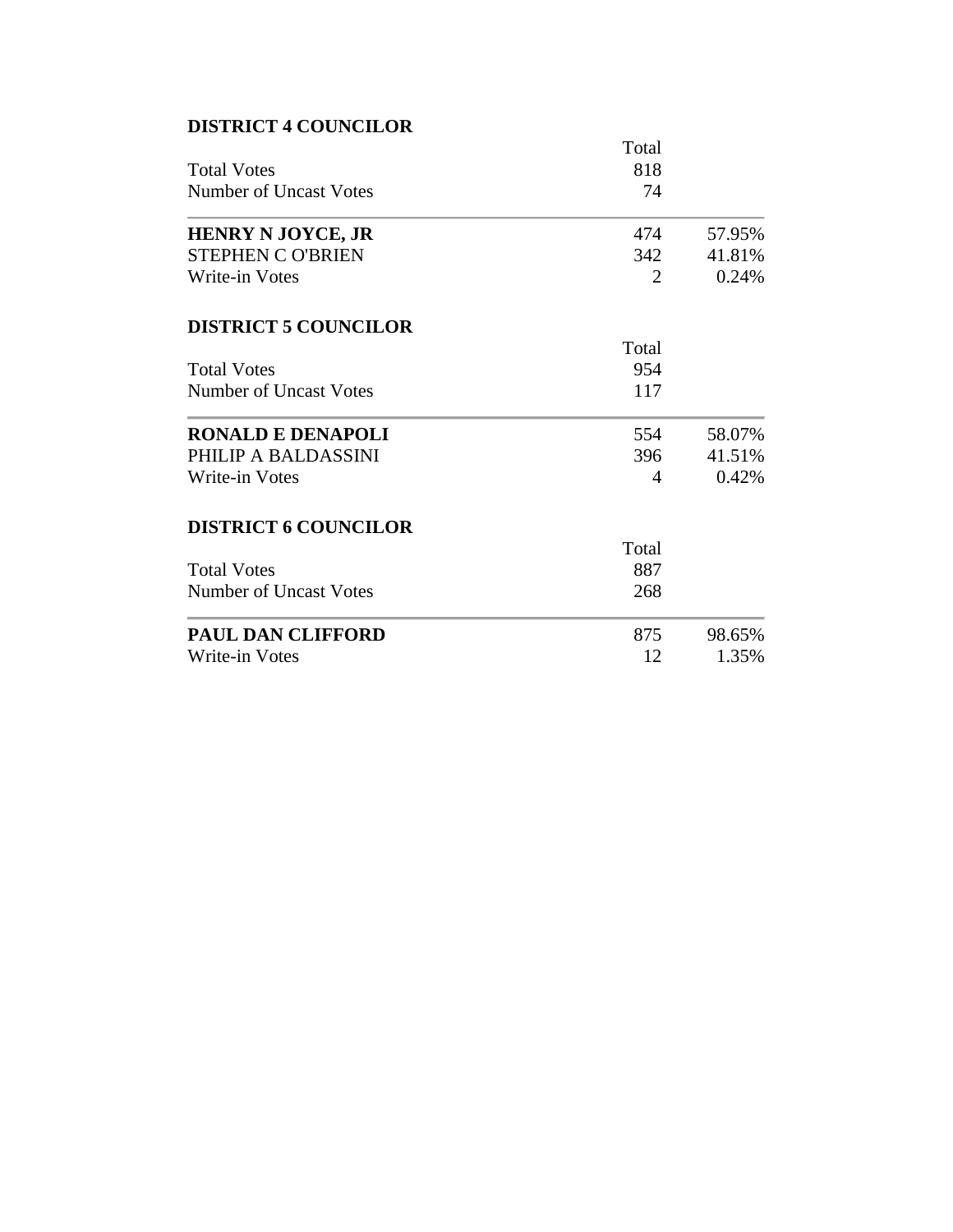## DISTRICT 4 COUNCILOR

| | Total | |
|---|---|---|
| Total Votes | 818 | |
| Number of Uncast Votes | 74 | |
| **HENRY N JOYCE, JR** | 474 | 57.95% |
| STEPHEN C O'BRIEN | 342 | 41.81% |
| Write-in Votes | 2 | 0.24% |

## DISTRICT 5 COUNCILOR

| | Total | |
|---|---|---|
| Total Votes | 954 | |
| Number of Uncast Votes | 117 | |
| **RONALD E DENAPOLI** | 554 | 58.07% |
| PHILIP A BALDASSINI | 396 | 41.51% |
| Write-in Votes | 4 | 0.42% |

## DISTRICT 6 COUNCILOR

| | Total | |
|---|---|---|
| Total Votes | 887 | |
| Number of Uncast Votes | 268 | |
| **PAUL DAN CLIFFORD** | 875 | 98.65% |
| Write-in Votes | 12 | 1.35% |